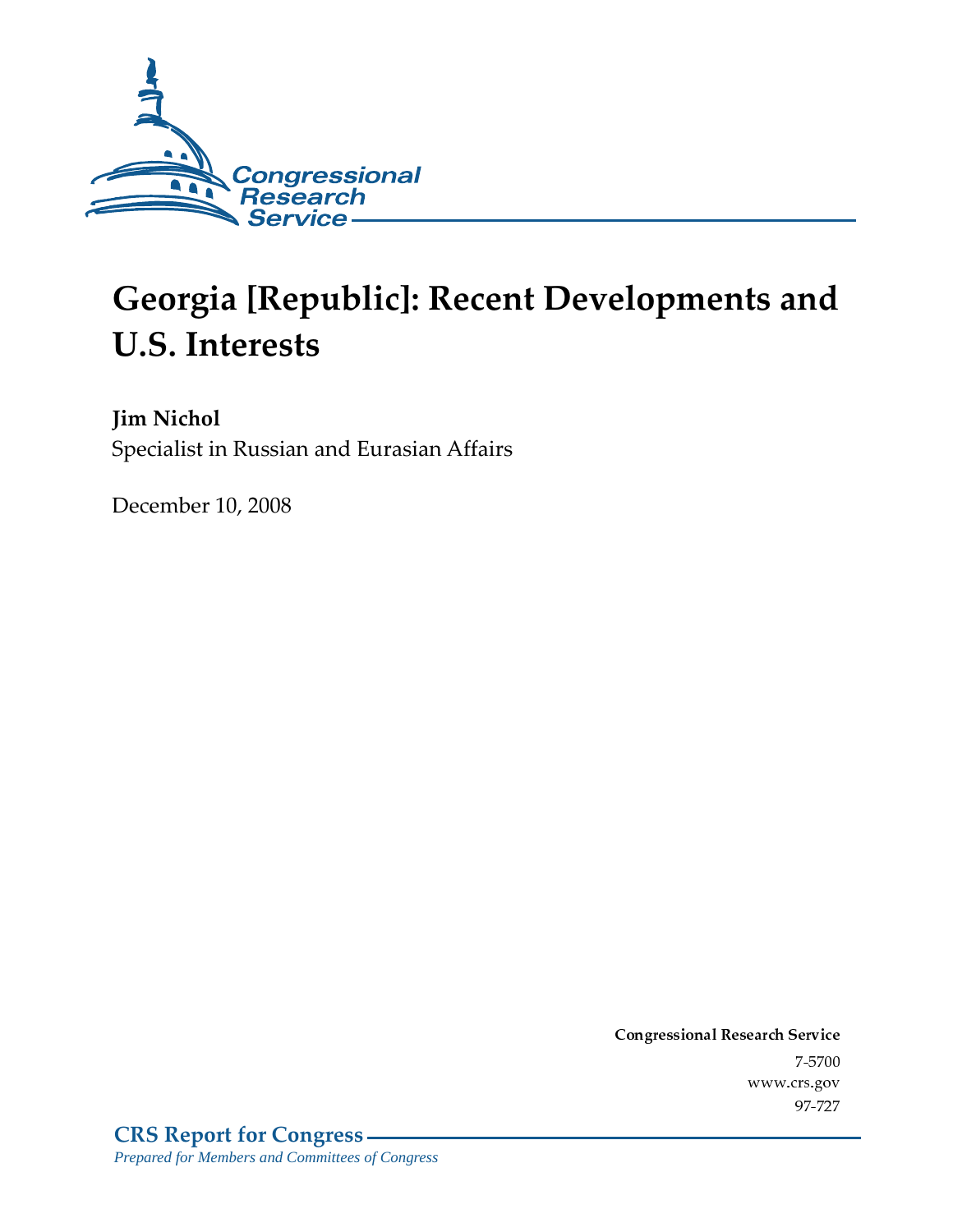Congressional Research Service

# Georgia [Republic]: Recent Developments and U.S. Interests

**Jim Nichol**
Specialist in Russian and Eurasian Affairs

December 10, 2008

**Congressional Research Service**
7-5700
www.crs.gov
97-727

**CRS Report for Congress**
*Prepared for Members and Committees of Congress*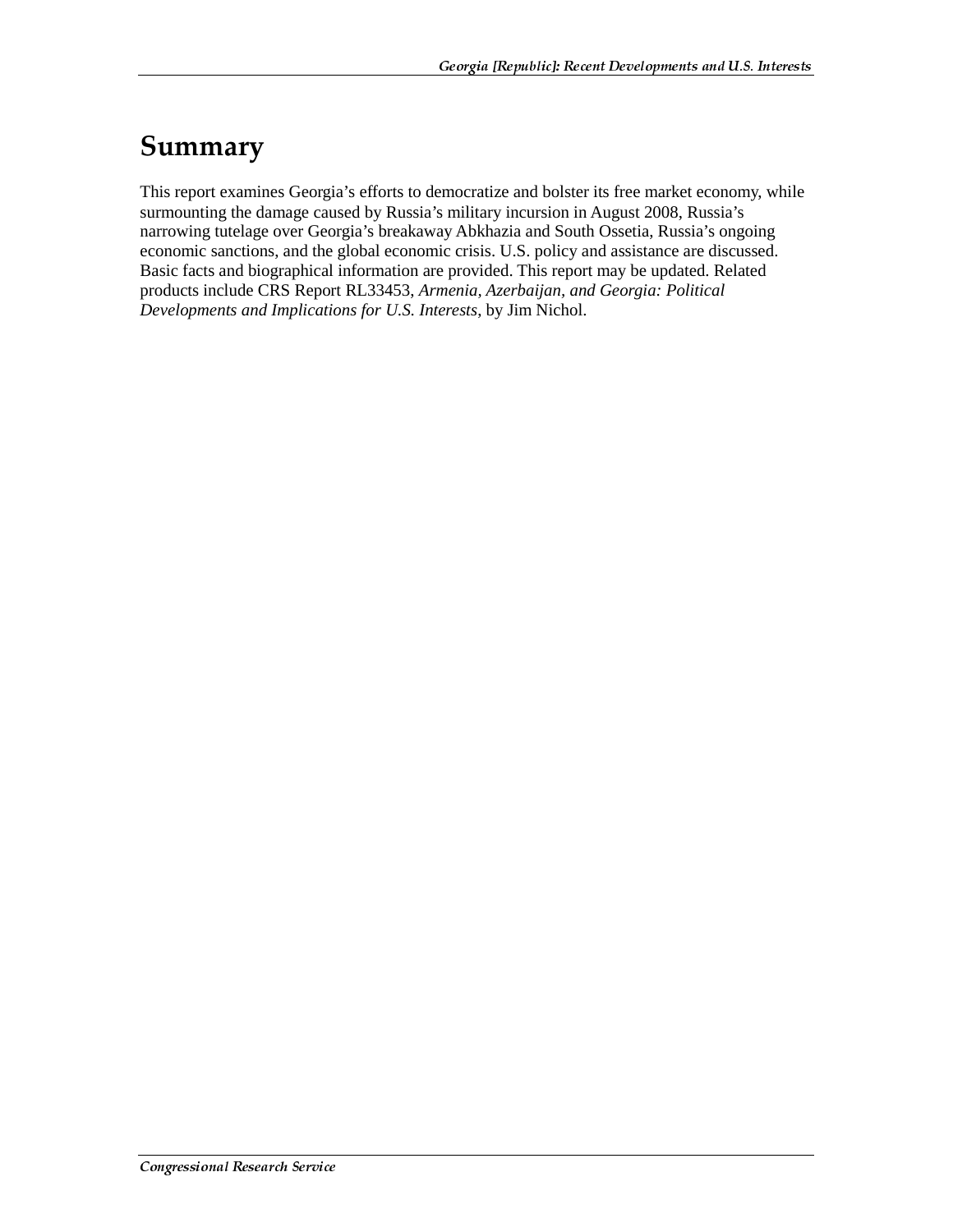# Summary

This report examines Georgia's efforts to democratize and bolster its free market economy, while surmounting the damage caused by Russia's military incursion in August 2008, Russia's narrowing tutelage over Georgia's breakaway Abkhazia and South Ossetia, Russia's ongoing economic sanctions, and the global economic crisis. U.S. policy and assistance are discussed. Basic facts and biographical information are provided. This report may be updated. Related products include CRS Report RL33453, *Armenia, Azerbaijan, and Georgia: Political Developments and Implications for U.S. Interests*, by Jim Nichol.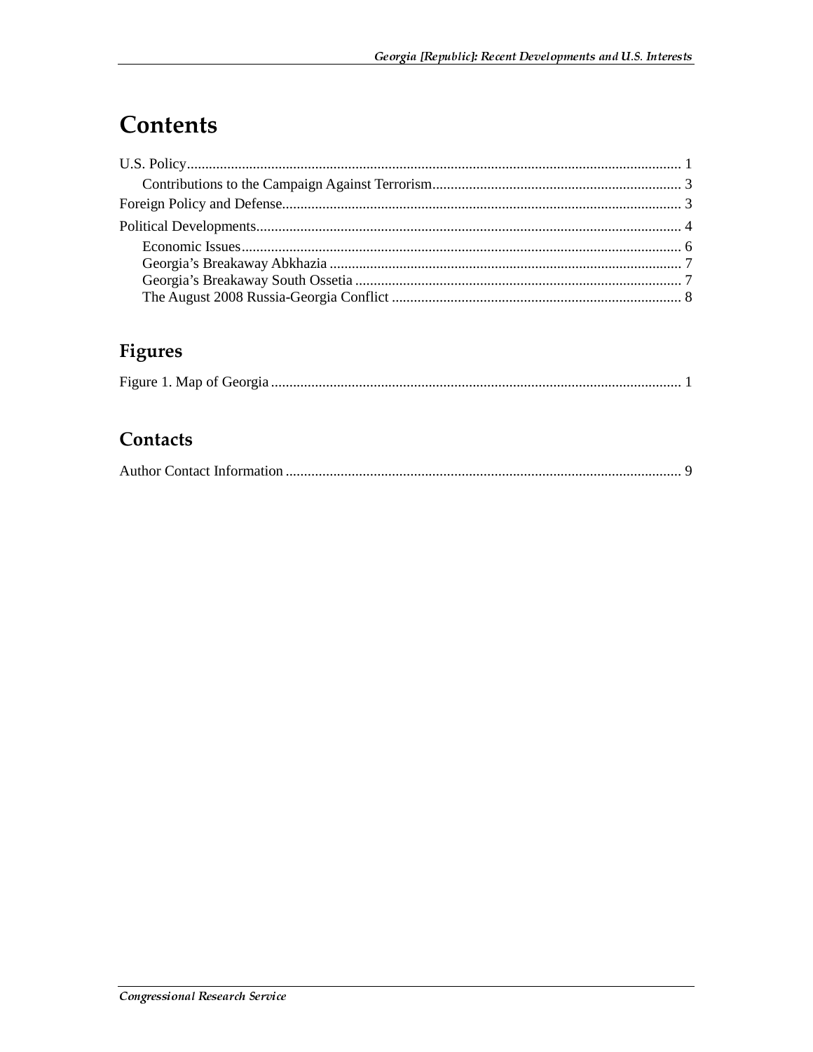# Contents

U.S. Policy ........................................................................................................................................ 1

Contributions to the Campaign Against Terrorism .................................................................... 3

Foreign Policy and Defense............................................................................................................. 3

Political Developments.................................................................................................................... 4

Economic Issues ........................................................................................................................ 6

Georgia's Breakaway Abkhazia ................................................................................................ 7

Georgia's Breakaway South Ossetia .......................................................................................... 7

The August 2008 Russia-Georgia Conflict ............................................................................... 8

## Figures

Figure 1. Map of Georgia ................................................................................................................ 1

## Contacts

Author Contact Information ............................................................................................................ 9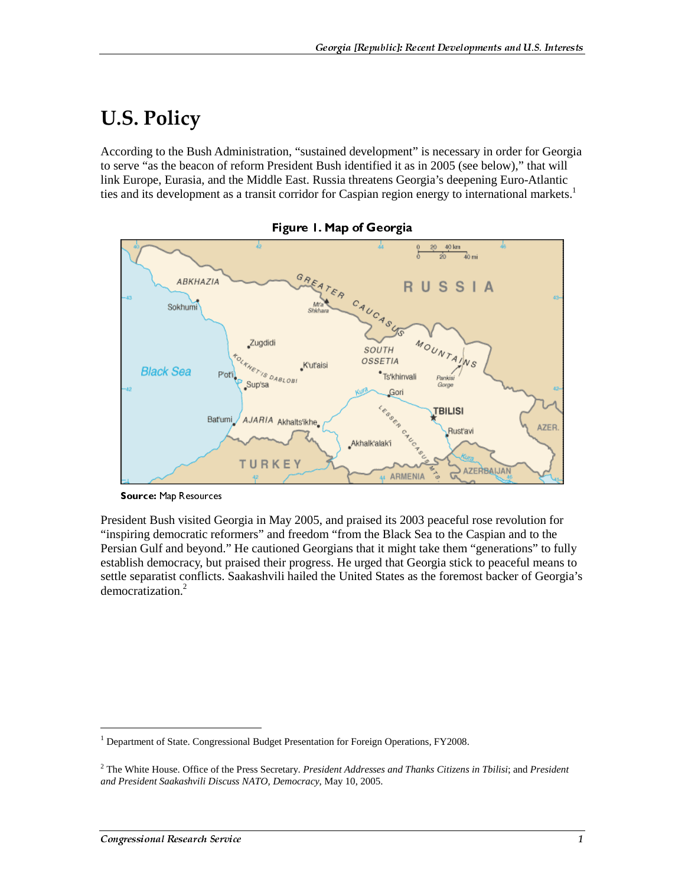# U.S. Policy

According to the Bush Administration, "sustained development" is necessary in order for Georgia to serve "as the beacon of reform President Bush identified it as in 2005 (see below)," that will link Europe, Eurasia, and the Middle East. Russia threatens Georgia's deepening Euro-Atlantic ties and its development as a transit corridor for Caspian region energy to international markets.[1]

**Figure 1. Map of Georgia**

**Source:** Map Resources

President Bush visited Georgia in May 2005, and praised its 2003 peaceful rose revolution for "inspiring democratic reformers" and freedom "from the Black Sea to the Caspian and to the Persian Gulf and beyond." He cautioned Georgians that it might take them "generations" to fully establish democracy, but praised their progress. He urged that Georgia stick to peaceful means to settle separatist conflicts. Saakashvili hailed the United States as the foremost backer of Georgia's democratization.[2]

---

[1] Department of State. Congressional Budget Presentation for Foreign Operations, FY2008.

[2] The White House. Office of the Press Secretary. *President Addresses and Thanks Citizens in Tbilisi*; and *President and President Saakashvili Discuss NATO, Democracy*, May 10, 2005.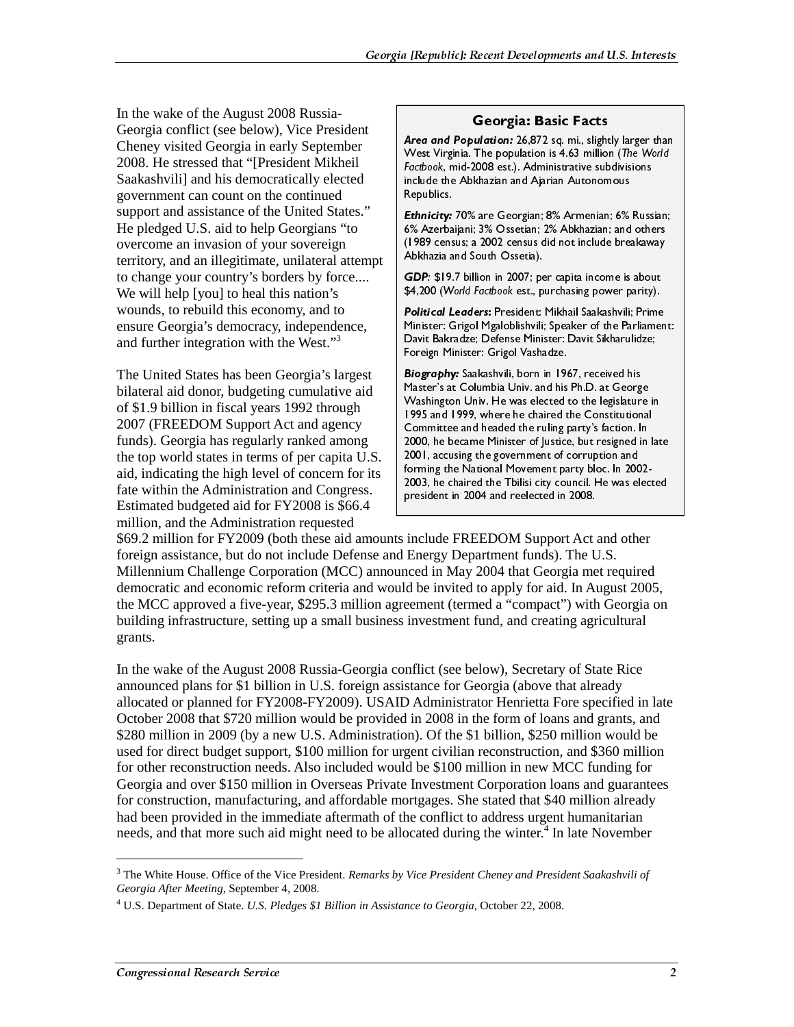In the wake of the August 2008 Russia-Georgia conflict (see below), Vice President Cheney visited Georgia in early September 2008. He stressed that "[President Mikheil Saakashvili] and his democratically elected government can count on the continued support and assistance of the United States." He pledged U.S. aid to help Georgians "to overcome an invasion of your sovereign territory, and an illegitimate, unilateral attempt to change your country's borders by force.... We will help [you] to heal this nation's wounds, to rebuild this economy, and to ensure Georgia's democracy, independence, and further integration with the West."[3]

> **Georgia: Basic Facts**
>
> ***Area and Population:*** 26,872 sq. mi., slightly larger than West Virginia. The population is 4.63 million (*The World Factbook*, mid-2008 est.). Administrative subdivisions include the Abkhazian and Ajarian Autonomous Republics.
>
> ***Ethnicity:*** 70% are Georgian; 8% Armenian; 6% Russian; 6% Azerbaijani; 3% Ossetian; 2% Abkhazian; and others (1989 census; a 2002 census did not include breakaway Abkhazia and South Ossetia).
>
> ***GDP:*** $19.7 billion in 2007; per capita income is about $4,200 (*World Factbook* est., purchasing power parity).
>
> ***Political Leaders:*** President: Mikhail Saakashvili; Prime Minister: Grigol Mgaloblishvili; Speaker of the Parliament: Davit Bakradze; Defense Minister: Davit Sikharulidze; Foreign Minister: Grigol Vashadze.
>
> ***Biography:*** Saakashvili, born in 1967, received his Master's at Columbia Univ. and his Ph.D. at George Washington Univ. He was elected to the legislature in 1995 and 1999, where he chaired the Constitutional Committee and headed the ruling party's faction. In 2000, he became Minister of Justice, but resigned in late 2001, accusing the government of corruption and forming the National Movement party bloc. In 2002-2003, he chaired the Tbilisi city council. He was elected president in 2004 and reelected in 2008.

The United States has been Georgia's largest bilateral aid donor, budgeting cumulative aid of $1.9 billion in fiscal years 1992 through 2007 (FREEDOM Support Act and agency funds). Georgia has regularly ranked among the top world states in terms of per capita U.S. aid, indicating the high level of concern for its fate within the Administration and Congress. Estimated budgeted aid for FY2008 is $66.4 million, and the Administration requested $69.2 million for FY2009 (both these aid amounts include FREEDOM Support Act and other foreign assistance, but do not include Defense and Energy Department funds). The U.S. Millennium Challenge Corporation (MCC) announced in May 2004 that Georgia met required democratic and economic reform criteria and would be invited to apply for aid. In August 2005, the MCC approved a five-year, $295.3 million agreement (termed a "compact") with Georgia on building infrastructure, setting up a small business investment fund, and creating agricultural grants.

In the wake of the August 2008 Russia-Georgia conflict (see below), Secretary of State Rice announced plans for $1 billion in U.S. foreign assistance for Georgia (above that already allocated or planned for FY2008-FY2009). USAID Administrator Henrietta Fore specified in late October 2008 that $720 million would be provided in 2008 in the form of loans and grants, and $280 million in 2009 (by a new U.S. Administration). Of the $1 billion, $250 million would be used for direct budget support, $100 million for urgent civilian reconstruction, and $360 million for other reconstruction needs. Also included would be $100 million in new MCC funding for Georgia and over $150 million in Overseas Private Investment Corporation loans and guarantees for construction, manufacturing, and affordable mortgages. She stated that $40 million already had been provided in the immediate aftermath of the conflict to address urgent humanitarian needs, and that more such aid might need to be allocated during the winter.[4] In late November

---

[3] The White House. Office of the Vice President. *Remarks by Vice President Cheney and President Saakashvili of Georgia After Meeting*, September 4, 2008.

[4] U.S. Department of State. *U.S. Pledges $1 Billion in Assistance to Georgia*, October 22, 2008.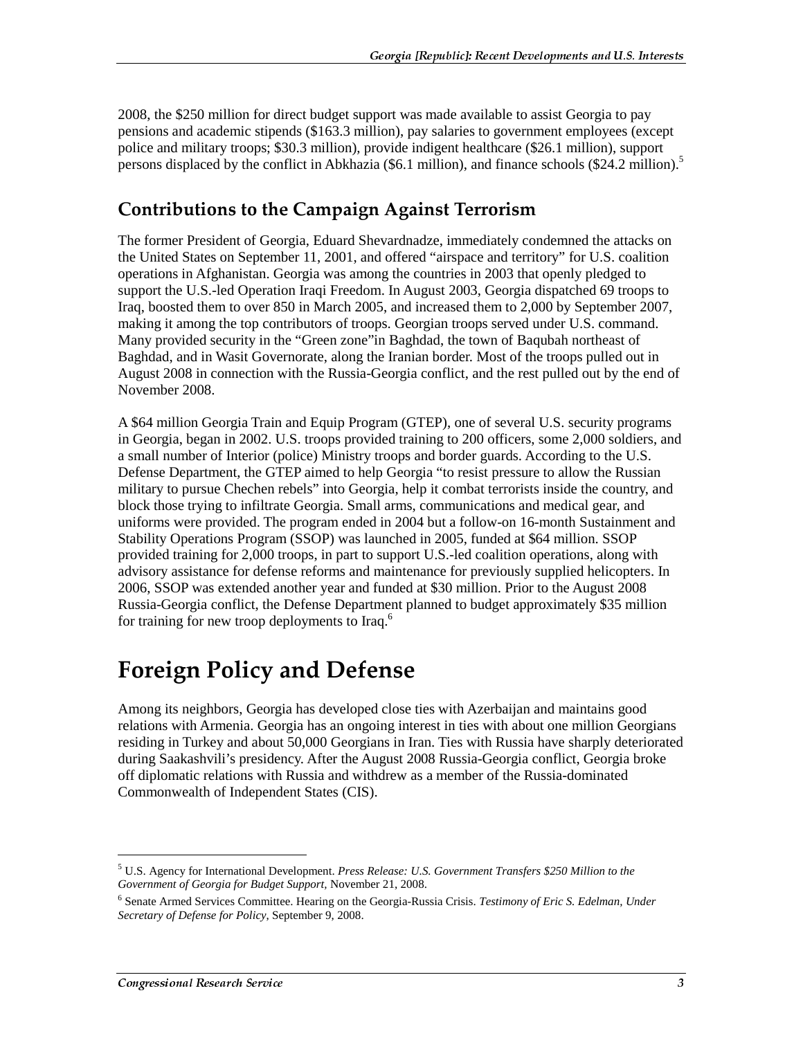2008, the $250 million for direct budget support was made available to assist Georgia to pay pensions and academic stipends ($163.3 million), pay salaries to government employees (except police and military troops; $30.3 million), provide indigent healthcare ($26.1 million), support persons displaced by the conflict in Abkhazia ($6.1 million), and finance schools ($24.2 million).[5]

## Contributions to the Campaign Against Terrorism

The former President of Georgia, Eduard Shevardnadze, immediately condemned the attacks on the United States on September 11, 2001, and offered "airspace and territory" for U.S. coalition operations in Afghanistan. Georgia was among the countries in 2003 that openly pledged to support the U.S.-led Operation Iraqi Freedom. In August 2003, Georgia dispatched 69 troops to Iraq, boosted them to over 850 in March 2005, and increased them to 2,000 by September 2007, making it among the top contributors of troops. Georgian troops served under U.S. command. Many provided security in the "Green zone"in Baghdad, the town of Baqubah northeast of Baghdad, and in Wasit Governorate, along the Iranian border. Most of the troops pulled out in August 2008 in connection with the Russia-Georgia conflict, and the rest pulled out by the end of November 2008.

A $64 million Georgia Train and Equip Program (GTEP), one of several U.S. security programs in Georgia, began in 2002. U.S. troops provided training to 200 officers, some 2,000 soldiers, and a small number of Interior (police) Ministry troops and border guards. According to the U.S. Defense Department, the GTEP aimed to help Georgia "to resist pressure to allow the Russian military to pursue Chechen rebels" into Georgia, help it combat terrorists inside the country, and block those trying to infiltrate Georgia. Small arms, communications and medical gear, and uniforms were provided. The program ended in 2004 but a follow-on 16-month Sustainment and Stability Operations Program (SSOP) was launched in 2005, funded at $64 million. SSOP provided training for 2,000 troops, in part to support U.S.-led coalition operations, along with advisory assistance for defense reforms and maintenance for previously supplied helicopters. In 2006, SSOP was extended another year and funded at $30 million. Prior to the August 2008 Russia-Georgia conflict, the Defense Department planned to budget approximately $35 million for training for new troop deployments to Iraq.[6]

# Foreign Policy and Defense

Among its neighbors, Georgia has developed close ties with Azerbaijan and maintains good relations with Armenia. Georgia has an ongoing interest in ties with about one million Georgians residing in Turkey and about 50,000 Georgians in Iran. Ties with Russia have sharply deteriorated during Saakashvili's presidency. After the August 2008 Russia-Georgia conflict, Georgia broke off diplomatic relations with Russia and withdrew as a member of the Russia-dominated Commonwealth of Independent States (CIS).

---

[5] U.S. Agency for International Development. *Press Release: U.S. Government Transfers $250 Million to the Government of Georgia for Budget Support,* November 21, 2008.

[6] Senate Armed Services Committee. Hearing on the Georgia-Russia Crisis. *Testimony of Eric S. Edelman, Under Secretary of Defense for Policy,* September 9, 2008.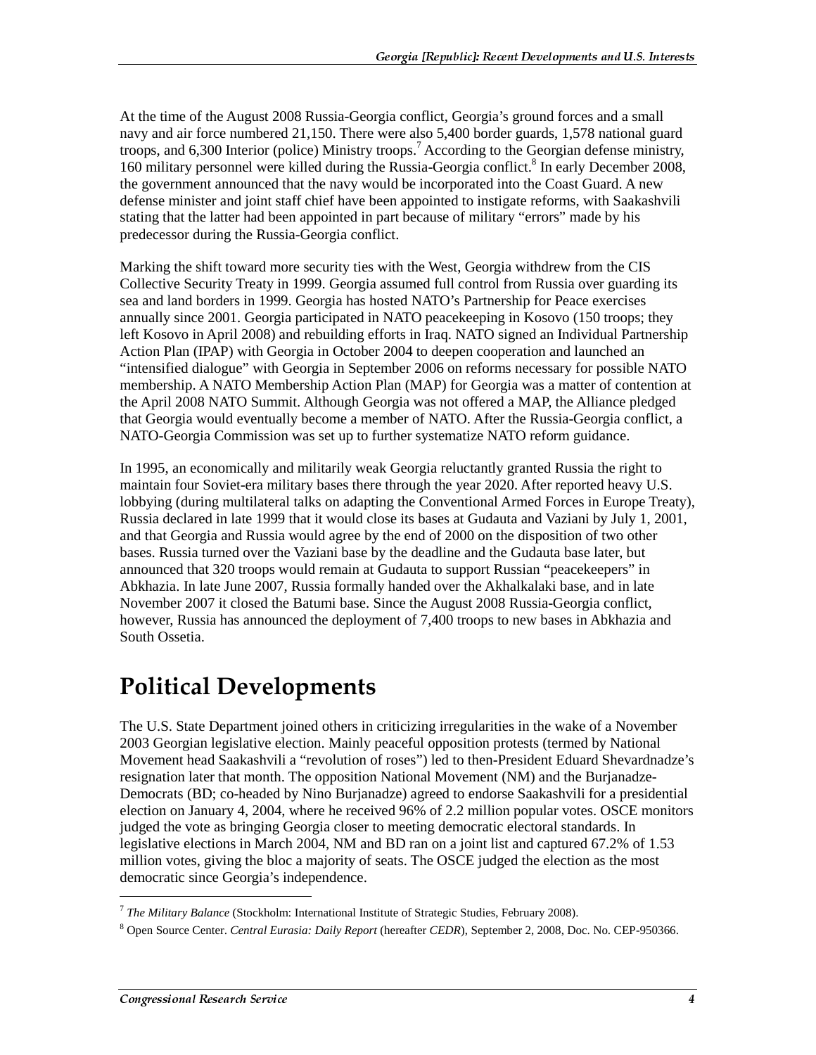At the time of the August 2008 Russia-Georgia conflict, Georgia's ground forces and a small navy and air force numbered 21,150. There were also 5,400 border guards, 1,578 national guard troops, and 6,300 Interior (police) Ministry troops.[7] According to the Georgian defense ministry, 160 military personnel were killed during the Russia-Georgia conflict.[8] In early December 2008, the government announced that the navy would be incorporated into the Coast Guard. A new defense minister and joint staff chief have been appointed to instigate reforms, with Saakashvili stating that the latter had been appointed in part because of military "errors" made by his predecessor during the Russia-Georgia conflict.

Marking the shift toward more security ties with the West, Georgia withdrew from the CIS Collective Security Treaty in 1999. Georgia assumed full control from Russia over guarding its sea and land borders in 1999. Georgia has hosted NATO's Partnership for Peace exercises annually since 2001. Georgia participated in NATO peacekeeping in Kosovo (150 troops; they left Kosovo in April 2008) and rebuilding efforts in Iraq. NATO signed an Individual Partnership Action Plan (IPAP) with Georgia in October 2004 to deepen cooperation and launched an "intensified dialogue" with Georgia in September 2006 on reforms necessary for possible NATO membership. A NATO Membership Action Plan (MAP) for Georgia was a matter of contention at the April 2008 NATO Summit. Although Georgia was not offered a MAP, the Alliance pledged that Georgia would eventually become a member of NATO. After the Russia-Georgia conflict, a NATO-Georgia Commission was set up to further systematize NATO reform guidance.

In 1995, an economically and militarily weak Georgia reluctantly granted Russia the right to maintain four Soviet-era military bases there through the year 2020. After reported heavy U.S. lobbying (during multilateral talks on adapting the Conventional Armed Forces in Europe Treaty), Russia declared in late 1999 that it would close its bases at Gudauta and Vaziani by July 1, 2001, and that Georgia and Russia would agree by the end of 2000 on the disposition of two other bases. Russia turned over the Vaziani base by the deadline and the Gudauta base later, but announced that 320 troops would remain at Gudauta to support Russian "peacekeepers" in Abkhazia. In late June 2007, Russia formally handed over the Akhalkalaki base, and in late November 2007 it closed the Batumi base. Since the August 2008 Russia-Georgia conflict, however, Russia has announced the deployment of 7,400 troops to new bases in Abkhazia and South Ossetia.

# Political Developments

The U.S. State Department joined others in criticizing irregularities in the wake of a November 2003 Georgian legislative election. Mainly peaceful opposition protests (termed by National Movement head Saakashvili a "revolution of roses") led to then-President Eduard Shevardnadze's resignation later that month. The opposition National Movement (NM) and the Burjanadze-Democrats (BD; co-headed by Nino Burjanadze) agreed to endorse Saakashvili for a presidential election on January 4, 2004, where he received 96% of 2.2 million popular votes. OSCE monitors judged the vote as bringing Georgia closer to meeting democratic electoral standards. In legislative elections in March 2004, NM and BD ran on a joint list and captured 67.2% of 1.53 million votes, giving the bloc a majority of seats. The OSCE judged the election as the most democratic since Georgia's independence.

---

[7] *The Military Balance* (Stockholm: International Institute of Strategic Studies, February 2008).

[8] Open Source Center. *Central Eurasia: Daily Report* (hereafter *CEDR*), September 2, 2008, Doc. No. CEP-950366.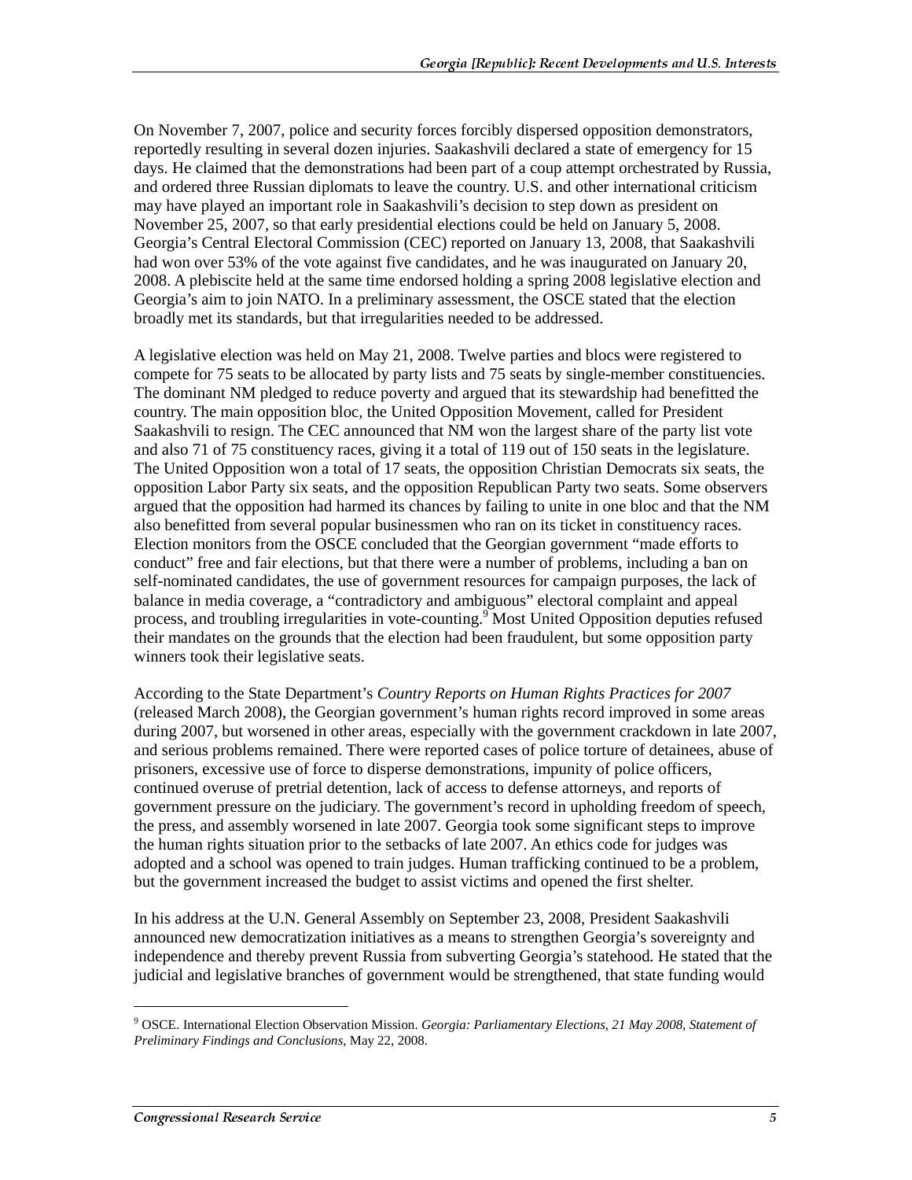On November 7, 2007, police and security forces forcibly dispersed opposition demonstrators, reportedly resulting in several dozen injuries. Saakashvili declared a state of emergency for 15 days. He claimed that the demonstrations had been part of a coup attempt orchestrated by Russia, and ordered three Russian diplomats to leave the country. U.S. and other international criticism may have played an important role in Saakashvili's decision to step down as president on November 25, 2007, so that early presidential elections could be held on January 5, 2008. Georgia's Central Electoral Commission (CEC) reported on January 13, 2008, that Saakashvili had won over 53% of the vote against five candidates, and he was inaugurated on January 20, 2008. A plebiscite held at the same time endorsed holding a spring 2008 legislative election and Georgia's aim to join NATO. In a preliminary assessment, the OSCE stated that the election broadly met its standards, but that irregularities needed to be addressed.

A legislative election was held on May 21, 2008. Twelve parties and blocs were registered to compete for 75 seats to be allocated by party lists and 75 seats by single-member constituencies. The dominant NM pledged to reduce poverty and argued that its stewardship had benefitted the country. The main opposition bloc, the United Opposition Movement, called for President Saakashvili to resign. The CEC announced that NM won the largest share of the party list vote and also 71 of 75 constituency races, giving it a total of 119 out of 150 seats in the legislature. The United Opposition won a total of 17 seats, the opposition Christian Democrats six seats, the opposition Labor Party six seats, and the opposition Republican Party two seats. Some observers argued that the opposition had harmed its chances by failing to unite in one bloc and that the NM also benefitted from several popular businessmen who ran on its ticket in constituency races. Election monitors from the OSCE concluded that the Georgian government "made efforts to conduct" free and fair elections, but that there were a number of problems, including a ban on self-nominated candidates, the use of government resources for campaign purposes, the lack of balance in media coverage, a "contradictory and ambiguous" electoral complaint and appeal process, and troubling irregularities in vote-counting.[9] Most United Opposition deputies refused their mandates on the grounds that the election had been fraudulent, but some opposition party winners took their legislative seats.

According to the State Department's *Country Reports on Human Rights Practices for 2007* (released March 2008), the Georgian government's human rights record improved in some areas during 2007, but worsened in other areas, especially with the government crackdown in late 2007, and serious problems remained. There were reported cases of police torture of detainees, abuse of prisoners, excessive use of force to disperse demonstrations, impunity of police officers, continued overuse of pretrial detention, lack of access to defense attorneys, and reports of government pressure on the judiciary. The government's record in upholding freedom of speech, the press, and assembly worsened in late 2007. Georgia took some significant steps to improve the human rights situation prior to the setbacks of late 2007. An ethics code for judges was adopted and a school was opened to train judges. Human trafficking continued to be a problem, but the government increased the budget to assist victims and opened the first shelter.

In his address at the U.N. General Assembly on September 23, 2008, President Saakashvili announced new democratization initiatives as a means to strengthen Georgia's sovereignty and independence and thereby prevent Russia from subverting Georgia's statehood. He stated that the judicial and legislative branches of government would be strengthened, that state funding would

---

[9] OSCE. International Election Observation Mission. *Georgia: Parliamentary Elections, 21 May 2008, Statement of Preliminary Findings and Conclusions*, May 22, 2008.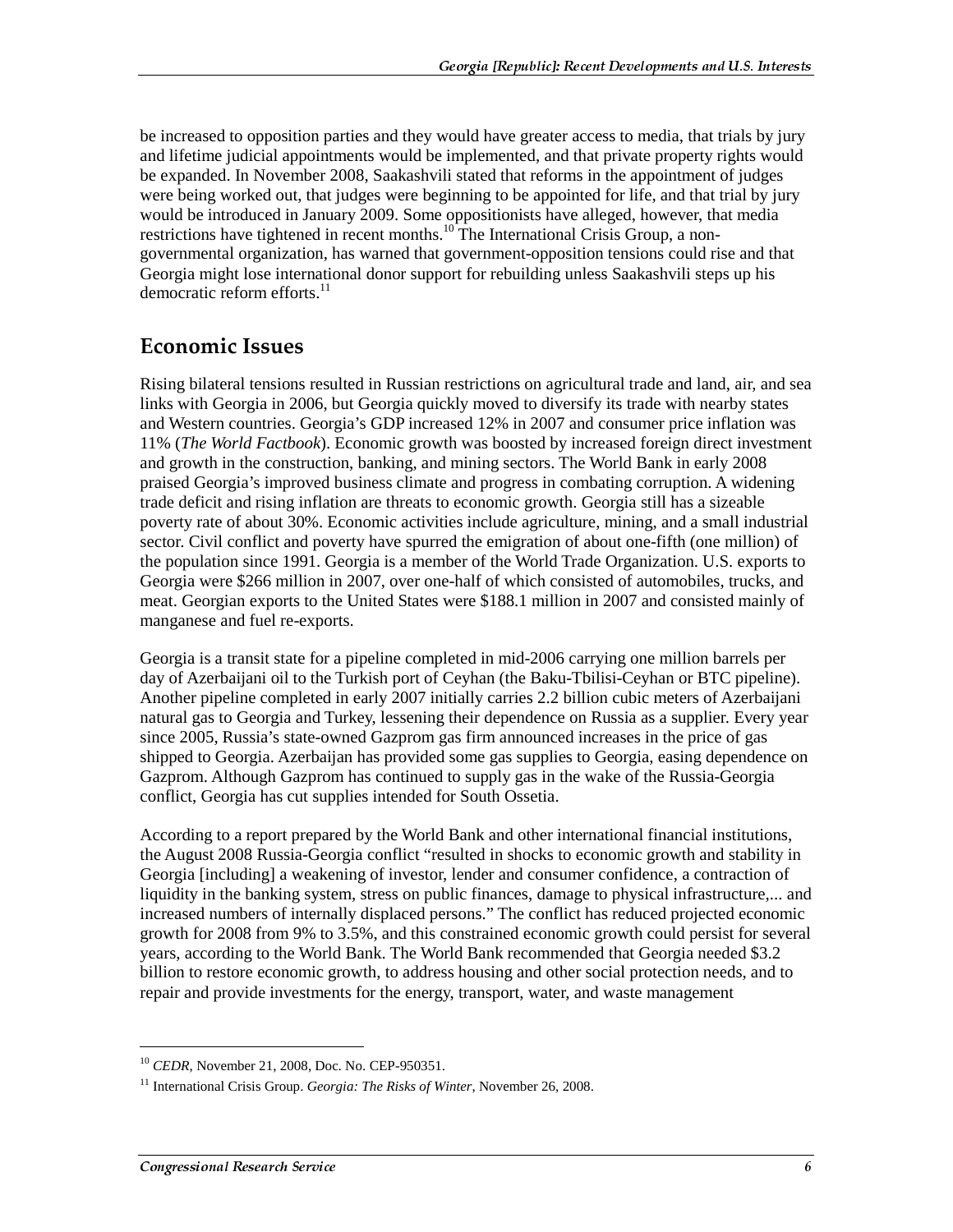be increased to opposition parties and they would have greater access to media, that trials by jury and lifetime judicial appointments would be implemented, and that private property rights would be expanded. In November 2008, Saakashvili stated that reforms in the appointment of judges were being worked out, that judges were beginning to be appointed for life, and that trial by jury would be introduced in January 2009. Some oppositionists have alleged, however, that media restrictions have tightened in recent months.[10] The International Crisis Group, a non-governmental organization, has warned that government-opposition tensions could rise and that Georgia might lose international donor support for rebuilding unless Saakashvili steps up his democratic reform efforts.[11]

## Economic Issues

Rising bilateral tensions resulted in Russian restrictions on agricultural trade and land, air, and sea links with Georgia in 2006, but Georgia quickly moved to diversify its trade with nearby states and Western countries. Georgia's GDP increased 12% in 2007 and consumer price inflation was 11% (*The World Factbook*). Economic growth was boosted by increased foreign direct investment and growth in the construction, banking, and mining sectors. The World Bank in early 2008 praised Georgia's improved business climate and progress in combating corruption. A widening trade deficit and rising inflation are threats to economic growth. Georgia still has a sizeable poverty rate of about 30%. Economic activities include agriculture, mining, and a small industrial sector. Civil conflict and poverty have spurred the emigration of about one-fifth (one million) of the population since 1991. Georgia is a member of the World Trade Organization. U.S. exports to Georgia were $266 million in 2007, over one-half of which consisted of automobiles, trucks, and meat. Georgian exports to the United States were $188.1 million in 2007 and consisted mainly of manganese and fuel re-exports.

Georgia is a transit state for a pipeline completed in mid-2006 carrying one million barrels per day of Azerbaijani oil to the Turkish port of Ceyhan (the Baku-Tbilisi-Ceyhan or BTC pipeline). Another pipeline completed in early 2007 initially carries 2.2 billion cubic meters of Azerbaijani natural gas to Georgia and Turkey, lessening their dependence on Russia as a supplier. Every year since 2005, Russia's state-owned Gazprom gas firm announced increases in the price of gas shipped to Georgia. Azerbaijan has provided some gas supplies to Georgia, easing dependence on Gazprom. Although Gazprom has continued to supply gas in the wake of the Russia-Georgia conflict, Georgia has cut supplies intended for South Ossetia.

According to a report prepared by the World Bank and other international financial institutions, the August 2008 Russia-Georgia conflict "resulted in shocks to economic growth and stability in Georgia [including] a weakening of investor, lender and consumer confidence, a contraction of liquidity in the banking system, stress on public finances, damage to physical infrastructure,... and increased numbers of internally displaced persons." The conflict has reduced projected economic growth for 2008 from 9% to 3.5%, and this constrained economic growth could persist for several years, according to the World Bank. The World Bank recommended that Georgia needed $3.2 billion to restore economic growth, to address housing and other social protection needs, and to repair and provide investments for the energy, transport, water, and waste management

[10] *CEDR*, November 21, 2008, Doc. No. CEP-950351.

[11] International Crisis Group. *Georgia: The Risks of Winter*, November 26, 2008.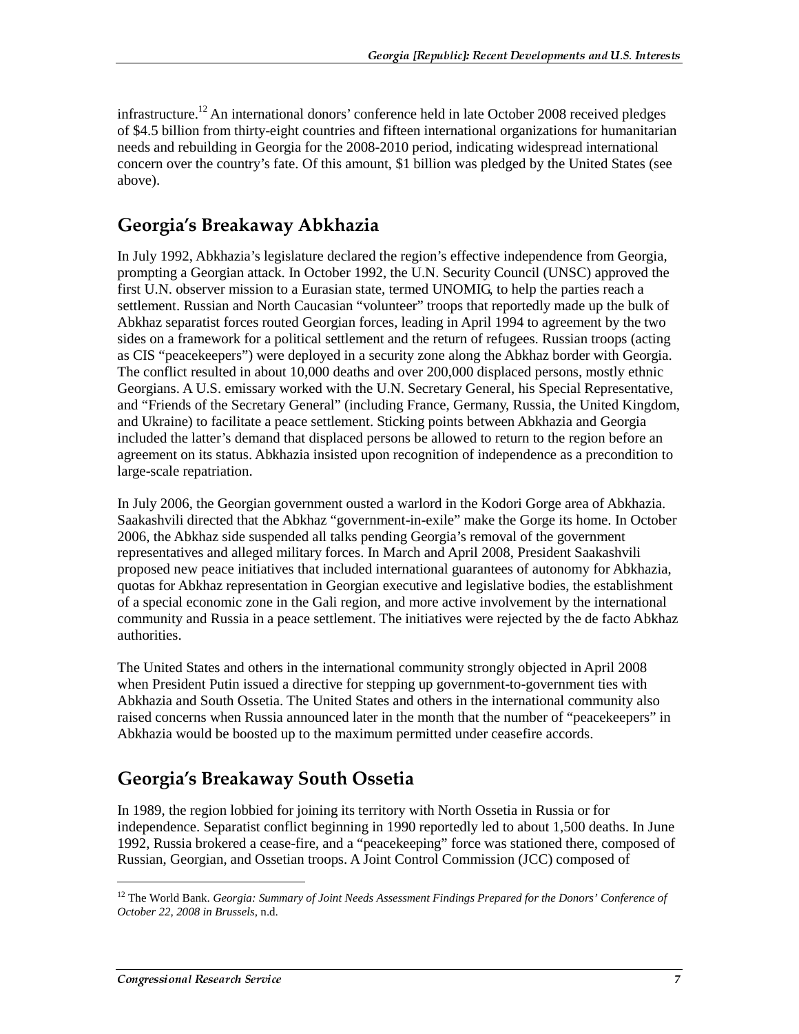infrastructure.[12] An international donors' conference held in late October 2008 received pledges of $4.5 billion from thirty-eight countries and fifteen international organizations for humanitarian needs and rebuilding in Georgia for the 2008-2010 period, indicating widespread international concern over the country's fate. Of this amount, $1 billion was pledged by the United States (see above).

## Georgia's Breakaway Abkhazia

In July 1992, Abkhazia's legislature declared the region's effective independence from Georgia, prompting a Georgian attack. In October 1992, the U.N. Security Council (UNSC) approved the first U.N. observer mission to a Eurasian state, termed UNOMIG, to help the parties reach a settlement. Russian and North Caucasian "volunteer" troops that reportedly made up the bulk of Abkhaz separatist forces routed Georgian forces, leading in April 1994 to agreement by the two sides on a framework for a political settlement and the return of refugees. Russian troops (acting as CIS "peacekeepers") were deployed in a security zone along the Abkhaz border with Georgia. The conflict resulted in about 10,000 deaths and over 200,000 displaced persons, mostly ethnic Georgians. A U.S. emissary worked with the U.N. Secretary General, his Special Representative, and "Friends of the Secretary General" (including France, Germany, Russia, the United Kingdom, and Ukraine) to facilitate a peace settlement. Sticking points between Abkhazia and Georgia included the latter's demand that displaced persons be allowed to return to the region before an agreement on its status. Abkhazia insisted upon recognition of independence as a precondition to large-scale repatriation.

In July 2006, the Georgian government ousted a warlord in the Kodori Gorge area of Abkhazia. Saakashvili directed that the Abkhaz "government-in-exile" make the Gorge its home. In October 2006, the Abkhaz side suspended all talks pending Georgia's removal of the government representatives and alleged military forces. In March and April 2008, President Saakashvili proposed new peace initiatives that included international guarantees of autonomy for Abkhazia, quotas for Abkhaz representation in Georgian executive and legislative bodies, the establishment of a special economic zone in the Gali region, and more active involvement by the international community and Russia in a peace settlement. The initiatives were rejected by the de facto Abkhaz authorities.

The United States and others in the international community strongly objected in April 2008 when President Putin issued a directive for stepping up government-to-government ties with Abkhazia and South Ossetia. The United States and others in the international community also raised concerns when Russia announced later in the month that the number of "peacekeepers" in Abkhazia would be boosted up to the maximum permitted under ceasefire accords.

## Georgia's Breakaway South Ossetia

In 1989, the region lobbied for joining its territory with North Ossetia in Russia or for independence. Separatist conflict beginning in 1990 reportedly led to about 1,500 deaths. In June 1992, Russia brokered a cease-fire, and a "peacekeeping" force was stationed there, composed of Russian, Georgian, and Ossetian troops. A Joint Control Commission (JCC) composed of

---

[12] The World Bank. *Georgia: Summary of Joint Needs Assessment Findings Prepared for the Donors' Conference of October 22, 2008 in Brussels*, n.d.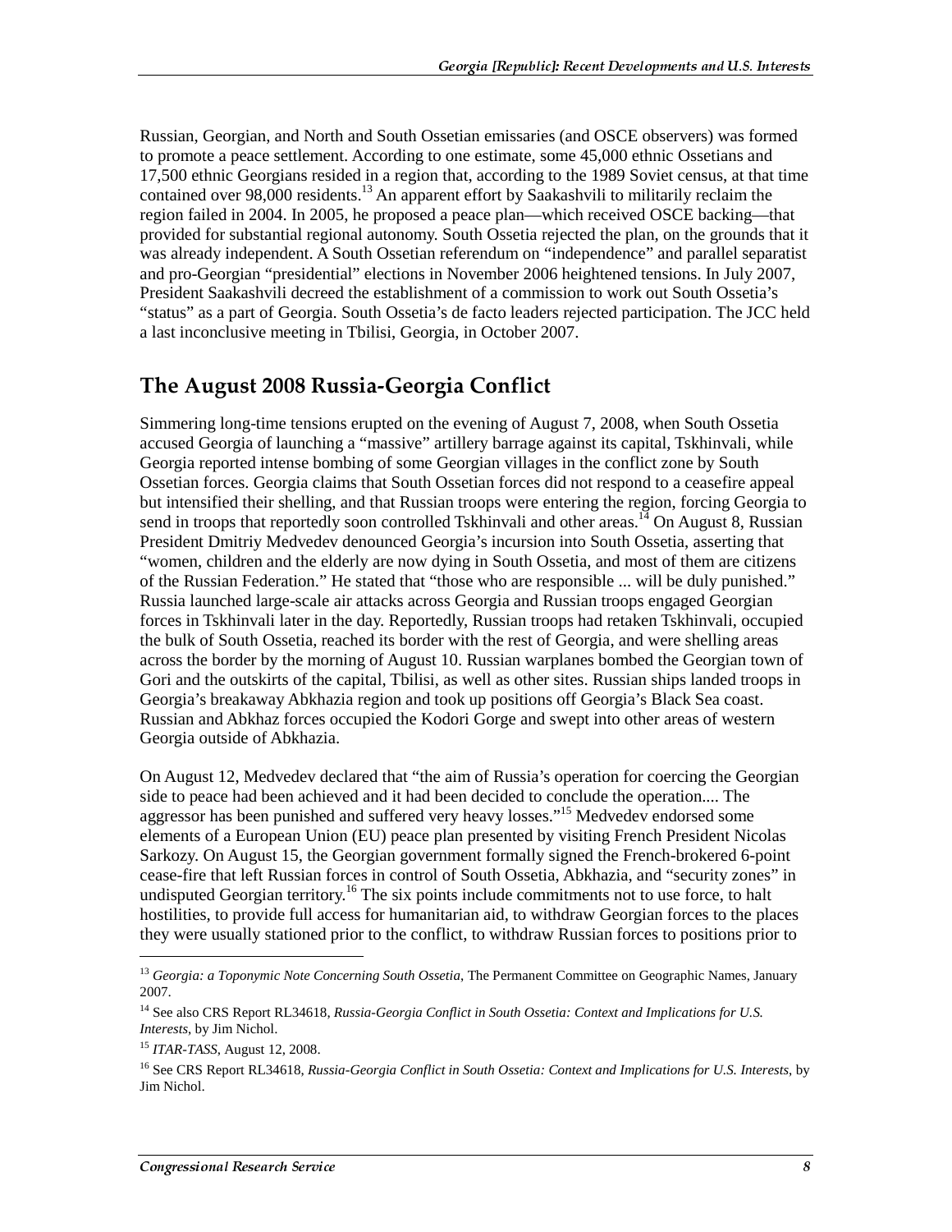Russian, Georgian, and North and South Ossetian emissaries (and OSCE observers) was formed to promote a peace settlement. According to one estimate, some 45,000 ethnic Ossetians and 17,500 ethnic Georgians resided in a region that, according to the 1989 Soviet census, at that time contained over 98,000 residents.[13] An apparent effort by Saakashvili to militarily reclaim the region failed in 2004. In 2005, he proposed a peace plan—which received OSCE backing—that provided for substantial regional autonomy. South Ossetia rejected the plan, on the grounds that it was already independent. A South Ossetian referendum on "independence" and parallel separatist and pro-Georgian "presidential" elections in November 2006 heightened tensions. In July 2007, President Saakashvili decreed the establishment of a commission to work out South Ossetia's "status" as a part of Georgia. South Ossetia's de facto leaders rejected participation. The JCC held a last inconclusive meeting in Tbilisi, Georgia, in October 2007.

## The August 2008 Russia-Georgia Conflict

Simmering long-time tensions erupted on the evening of August 7, 2008, when South Ossetia accused Georgia of launching a "massive" artillery barrage against its capital, Tskhinvali, while Georgia reported intense bombing of some Georgian villages in the conflict zone by South Ossetian forces. Georgia claims that South Ossetian forces did not respond to a ceasefire appeal but intensified their shelling, and that Russian troops were entering the region, forcing Georgia to send in troops that reportedly soon controlled Tskhinvali and other areas.[14] On August 8, Russian President Dmitriy Medvedev denounced Georgia's incursion into South Ossetia, asserting that "women, children and the elderly are now dying in South Ossetia, and most of them are citizens of the Russian Federation." He stated that "those who are responsible ... will be duly punished." Russia launched large-scale air attacks across Georgia and Russian troops engaged Georgian forces in Tskhinvali later in the day. Reportedly, Russian troops had retaken Tskhinvali, occupied the bulk of South Ossetia, reached its border with the rest of Georgia, and were shelling areas across the border by the morning of August 10. Russian warplanes bombed the Georgian town of Gori and the outskirts of the capital, Tbilisi, as well as other sites. Russian ships landed troops in Georgia's breakaway Abkhazia region and took up positions off Georgia's Black Sea coast. Russian and Abkhaz forces occupied the Kodori Gorge and swept into other areas of western Georgia outside of Abkhazia.

On August 12, Medvedev declared that "the aim of Russia's operation for coercing the Georgian side to peace had been achieved and it had been decided to conclude the operation.... The aggressor has been punished and suffered very heavy losses."[15] Medvedev endorsed some elements of a European Union (EU) peace plan presented by visiting French President Nicolas Sarkozy. On August 15, the Georgian government formally signed the French-brokered 6-point cease-fire that left Russian forces in control of South Ossetia, Abkhazia, and "security zones" in undisputed Georgian territory.[16] The six points include commitments not to use force, to halt hostilities, to provide full access for humanitarian aid, to withdraw Georgian forces to the places they were usually stationed prior to the conflict, to withdraw Russian forces to positions prior to

---

[13] *Georgia: a Toponymic Note Concerning South Ossetia*, The Permanent Committee on Geographic Names, January 2007.

[14] See also CRS Report RL34618, *Russia-Georgia Conflict in South Ossetia: Context and Implications for U.S. Interests*, by Jim Nichol.

[15] *ITAR-TASS*, August 12, 2008.

[16] See CRS Report RL34618, *Russia-Georgia Conflict in South Ossetia: Context and Implications for U.S. Interests*, by Jim Nichol.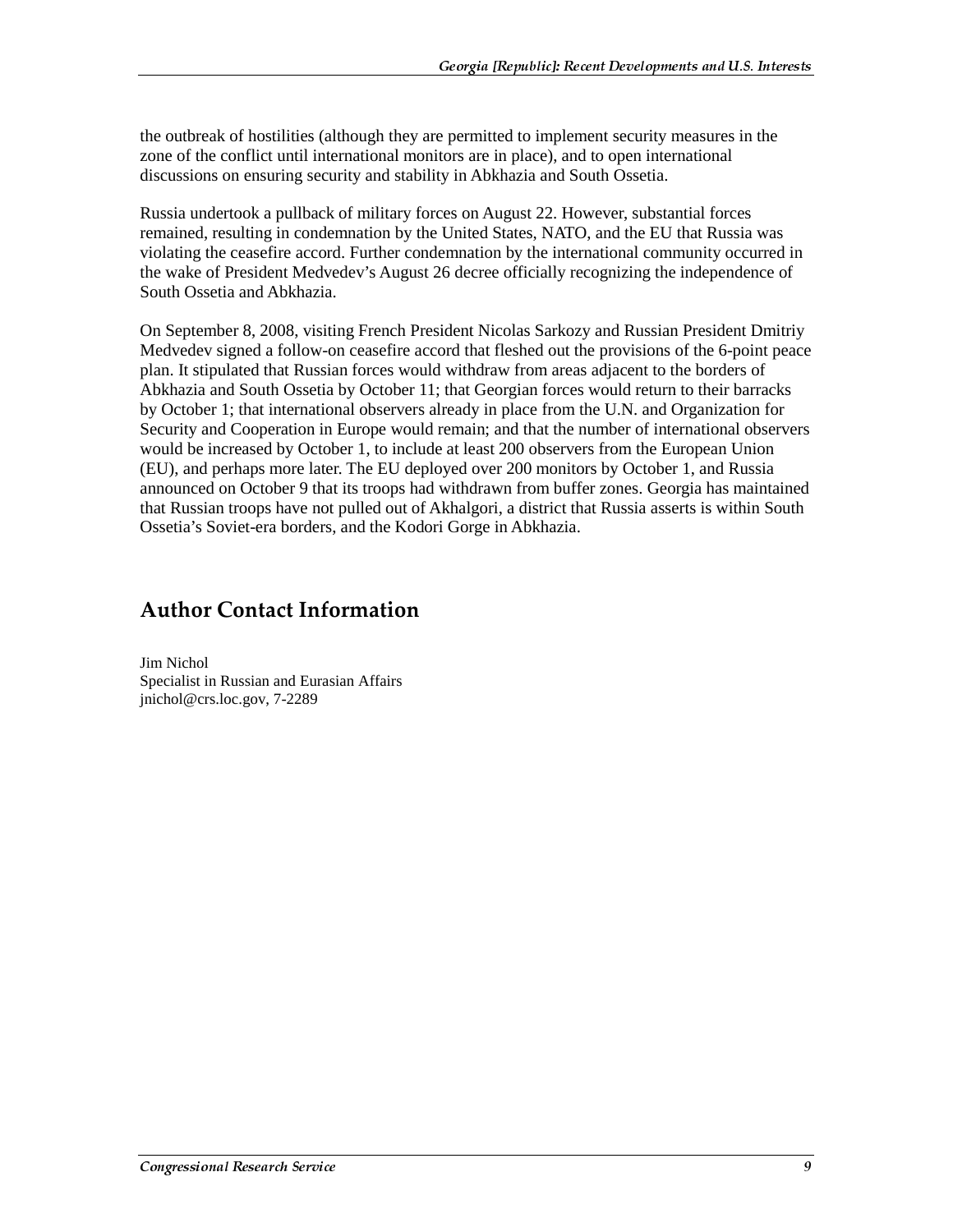the outbreak of hostilities (although they are permitted to implement security measures in the zone of the conflict until international monitors are in place), and to open international discussions on ensuring security and stability in Abkhazia and South Ossetia.

Russia undertook a pullback of military forces on August 22. However, substantial forces remained, resulting in condemnation by the United States, NATO, and the EU that Russia was violating the ceasefire accord. Further condemnation by the international community occurred in the wake of President Medvedev's August 26 decree officially recognizing the independence of South Ossetia and Abkhazia.

On September 8, 2008, visiting French President Nicolas Sarkozy and Russian President Dmitriy Medvedev signed a follow-on ceasefire accord that fleshed out the provisions of the 6-point peace plan. It stipulated that Russian forces would withdraw from areas adjacent to the borders of Abkhazia and South Ossetia by October 11; that Georgian forces would return to their barracks by October 1; that international observers already in place from the U.N. and Organization for Security and Cooperation in Europe would remain; and that the number of international observers would be increased by October 1, to include at least 200 observers from the European Union (EU), and perhaps more later. The EU deployed over 200 monitors by October 1, and Russia announced on October 9 that its troops had withdrawn from buffer zones. Georgia has maintained that Russian troops have not pulled out of Akhalgori, a district that Russia asserts is within South Ossetia's Soviet-era borders, and the Kodori Gorge in Abkhazia.

## Author Contact Information

Jim Nichol
Specialist in Russian and Eurasian Affairs
jnichol@crs.loc.gov, 7-2289